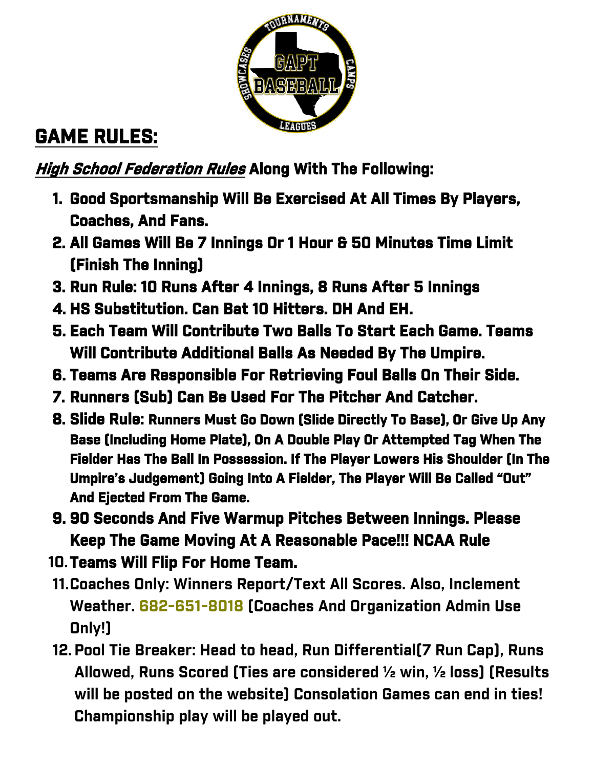## GAME RULES:

***High School Federation Rules*** **Along With The Following:**

1. **Good Sportsmanship Will Be Exercised At All Times By Players, Coaches, And Fans.**
2. **All Games Will Be 7 Innings Or 1 Hour & 50 Minutes Time Limit (Finish The Inning)**
3. **Run Rule: 10 Runs After 4 Innings, 8 Runs After 5 Innings**
4. **HS Substitution. Can Bat 10 Hitters. DH And EH.**
5. **Each Team Will Contribute Two Balls To Start Each Game. Teams Will Contribute Additional Balls As Needed By The Umpire.**
6. **Teams Are Responsible For Retrieving Foul Balls On Their Side.**
7. **Runners (Sub) Can Be Used For The Pitcher And Catcher.**
8. **Slide Rule: Runners Must Go Down (Slide Directly To Base), Or Give Up Any Base (Including Home Plate), On A Double Play Or Attempted Tag When The Fielder Has The Ball In Possession. If The Player Lowers His Shoulder (In The Umpire's Judgement) Going Into A Fielder, The Player Will Be Called "Out" And Ejected From The Game.**
9. **90 Seconds And Five Warmup Pitches Between Innings. Please Keep The Game Moving At A Reasonable Pace!!! NCAA Rule**
10. **Teams Will Flip For Home Team.**
11. **Coaches Only: Winners Report/Text All Scores. Also, Inclement Weather. 682-651-8018 (Coaches And Organization Admin Use Only!)**
12. **Pool Tie Breaker: Head to head, Run Differential(7 Run Cap), Runs Allowed, Runs Scored (Ties are considered ½ win, ½ loss) (Results will be posted on the website) Consolation Games can end in ties! Championship play will be played out.**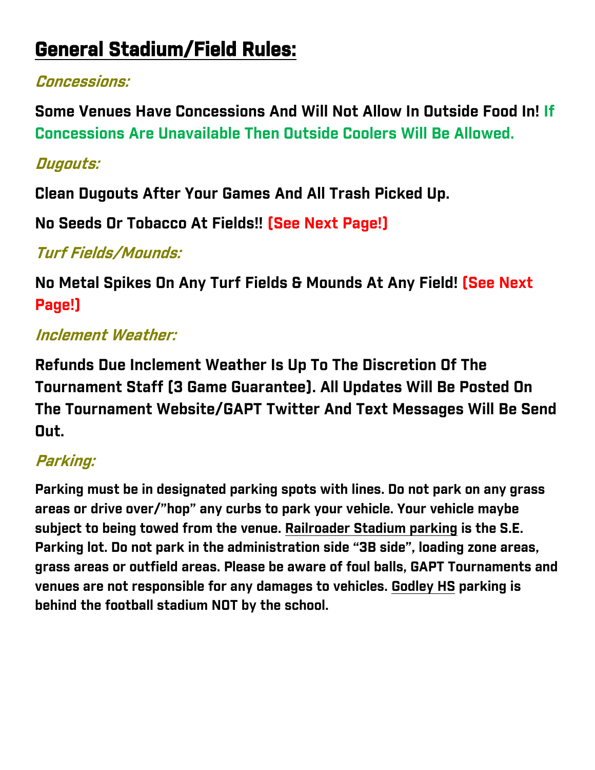# General Stadium/Field Rules:

### *Concessions:*

**Some Venues Have Concessions And Will Not Allow In Outside Food In! If Concessions Are Unavailable Then Outside Coolers Will Be Allowed.**

### *Dugouts:*

**Clean Dugouts After Your Games And All Trash Picked Up.**

**No Seeds Or Tobacco At Fields!! (See Next Page!)**

### *Turf Fields/Mounds:*

**No Metal Spikes On Any Turf Fields & Mounds At Any Field! (See Next Page!)**

### *Inclement Weather:*

**Refunds Due Inclement Weather Is Up To The Discretion Of The Tournament Staff (3 Game Guarantee). All Updates Will Be Posted On The Tournament Website/GAPT Twitter And Text Messages Will Be Send Out.**

### *Parking:*

**Parking must be in designated parking spots with lines. Do not park on any grass areas or drive over/"hop" any curbs to park your vehicle. Your vehicle maybe subject to being towed from the venue. Railroader Stadium parking is the S.E. Parking lot. Do not park in the administration side "3B side", loading zone areas, grass areas or outfield areas. Please be aware of foul balls, GAPT Tournaments and venues are not responsible for any damages to vehicles. Godley HS parking is behind the football stadium NOT by the school.**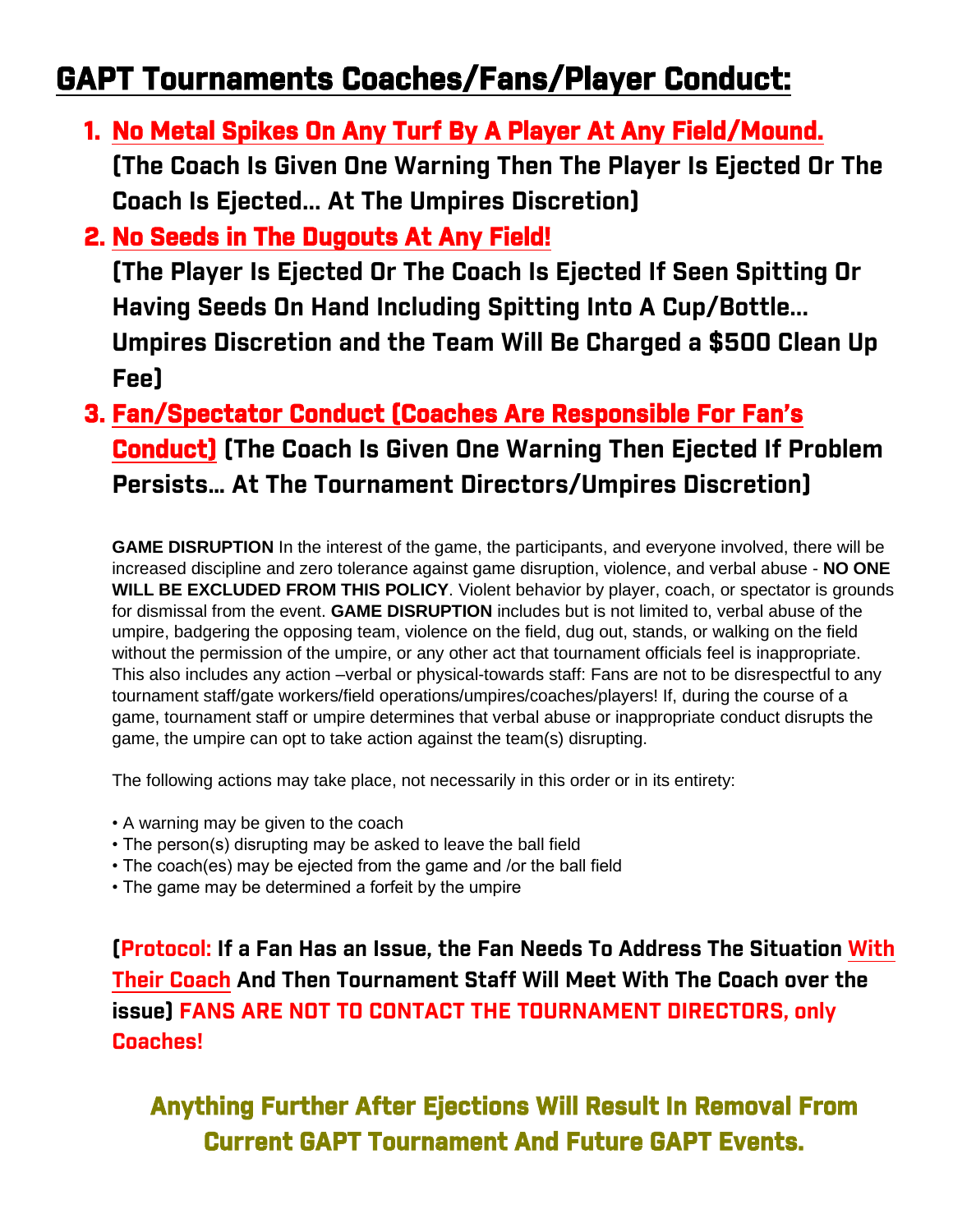# GAPT Tournaments Coaches/Fans/Player Conduct:

1. **No Metal Spikes On Any Turf By A Player At Any Field/Mound.**
   **(The Coach Is Given One Warning Then The Player Is Ejected Or The Coach Is Ejected… At The Umpires Discretion)**
2. **No Seeds in The Dugouts At Any Field!**
   **(The Player Is Ejected Or The Coach Is Ejected If Seen Spitting Or Having Seeds On Hand Including Spitting Into A Cup/Bottle… Umpires Discretion and the Team Will Be Charged a $500 Clean Up Fee)**
3. **Fan/Spectator Conduct (Coaches Are Responsible For Fan's Conduct) (The Coach Is Given One Warning Then Ejected If Problem Persists… At The Tournament Directors/Umpires Discretion)**

**GAME DISRUPTION** In the interest of the game, the participants, and everyone involved, there will be increased discipline and zero tolerance against game disruption, violence, and verbal abuse - **NO ONE WILL BE EXCLUDED FROM THIS POLICY**. Violent behavior by player, coach, or spectator is grounds for dismissal from the event. **GAME DISRUPTION** includes but is not limited to, verbal abuse of the umpire, badgering the opposing team, violence on the field, dug out, stands, or walking on the field without the permission of the umpire, or any other act that tournament officials feel is inappropriate. This also includes any action –verbal or physical-towards staff: Fans are not to be disrespectful to any tournament staff/gate workers/field operations/umpires/coaches/players! If, during the course of a game, tournament staff or umpire determines that verbal abuse or inappropriate conduct disrupts the game, the umpire can opt to take action against the team(s) disrupting.

The following actions may take place, not necessarily in this order or in its entirety:

- A warning may be given to the coach
- The person(s) disrupting may be asked to leave the ball field
- The coach(es) may be ejected from the game and /or the ball field
- The game may be determined a forfeit by the umpire

**(Protocol: If a Fan Has an Issue, the Fan Needs To Address The Situation With Their Coach And Then Tournament Staff Will Meet With The Coach over the issue) FANS ARE NOT TO CONTACT THE TOURNAMENT DIRECTORS, only Coaches!**

**Anything Further After Ejections Will Result In Removal From Current GAPT Tournament And Future GAPT Events.**